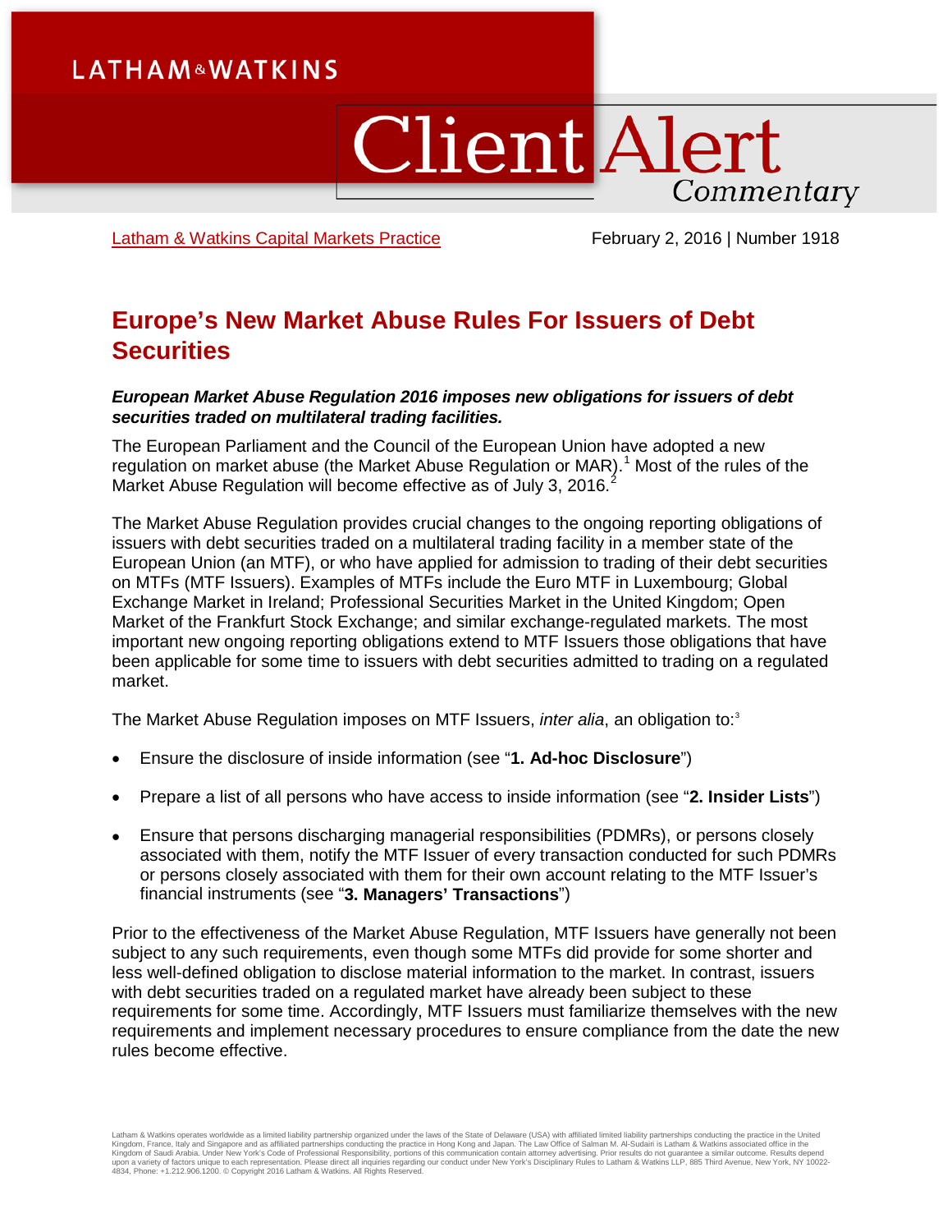LATHAM&WATKINS

# Client Alert Commentary

[Latham & Watkins Capital Markets Practice](#) February 2, 2016 | Number 1918

# Europe's New Market Abuse Rules For Issuers of Debt Securities

***European Market Abuse Regulation 2016 imposes new obligations for issuers of debt securities traded on multilateral trading facilities.***

The European Parliament and the Council of the European Union have adopted a new regulation on market abuse (the Market Abuse Regulation or MAR).[1] Most of the rules of the Market Abuse Regulation will become effective as of July 3, 2016.[2]

The Market Abuse Regulation provides crucial changes to the ongoing reporting obligations of issuers with debt securities traded on a multilateral trading facility in a member state of the European Union (an MTF), or who have applied for admission to trading of their debt securities on MTFs (MTF Issuers). Examples of MTFs include the Euro MTF in Luxembourg; Global Exchange Market in Ireland; Professional Securities Market in the United Kingdom; Open Market of the Frankfurt Stock Exchange; and similar exchange-regulated markets. The most important new ongoing reporting obligations extend to MTF Issuers those obligations that have been applicable for some time to issuers with debt securities admitted to trading on a regulated market.

The Market Abuse Regulation imposes on MTF Issuers, *inter alia*, an obligation to:[3]

- Ensure the disclosure of inside information (see "**1. Ad-hoc Disclosure**")
- Prepare a list of all persons who have access to inside information (see "**2. Insider Lists**")
- Ensure that persons discharging managerial responsibilities (PDMRs), or persons closely associated with them, notify the MTF Issuer of every transaction conducted for such PDMRs or persons closely associated with them for their own account relating to the MTF Issuer's financial instruments (see "**3. Managers' Transactions**")

Prior to the effectiveness of the Market Abuse Regulation, MTF Issuers have generally not been subject to any such requirements, even though some MTFs did provide for some shorter and less well-defined obligation to disclose material information to the market. In contrast, issuers with debt securities traded on a regulated market have already been subject to these requirements for some time. Accordingly, MTF Issuers must familiarize themselves with the new requirements and implement necessary procedures to ensure compliance from the date the new rules become effective.

Latham & Watkins operates worldwide as a limited liability partnership organized under the laws of the State of Delaware (USA) with affiliated limited liability partnerships conducting the practice in the United Kingdom, France, Italy and Singapore and as affiliated partnerships conducting the practice in Hong Kong and Japan. The Law Office of Salman M. Al-Sudairi is Latham & Watkins associated office in the Kingdom of Saudi Arabia. Under New York's Code of Professional Responsibility, portions of this communication contain attorney advertising. Prior results do not guarantee a similar outcome. Results depend upon a variety of factors unique to each representation. Please direct all inquiries regarding our conduct under New York's Disciplinary Rules to Latham & Watkins LLP, 885 Third Avenue, New York, NY 10022-4834, Phone: +1.212.906.1200. © Copyright 2016 Latham & Watkins. All Rights Reserved.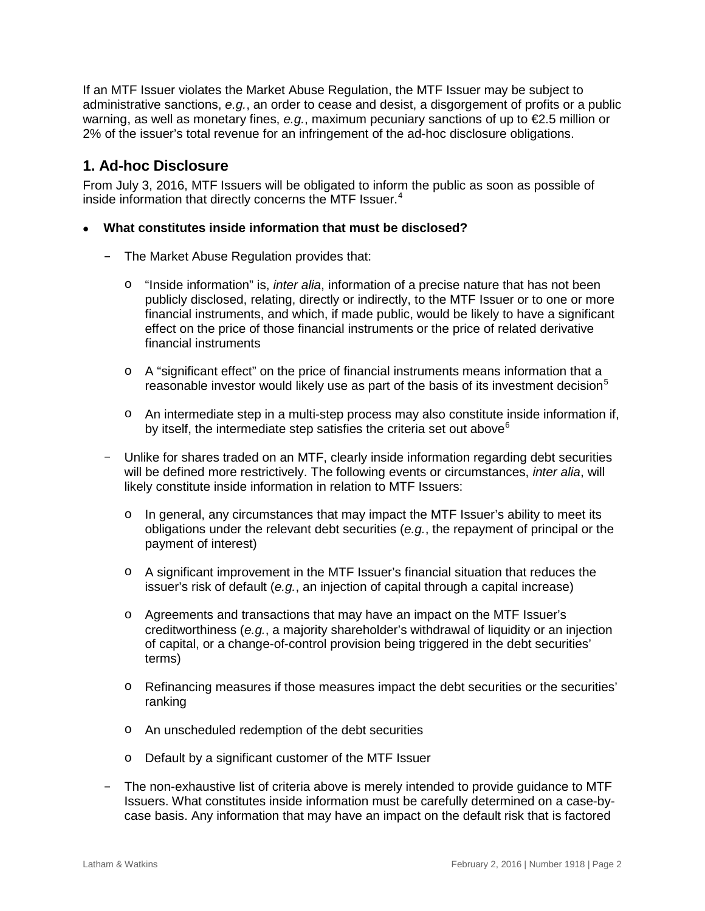If an MTF Issuer violates the Market Abuse Regulation, the MTF Issuer may be subject to administrative sanctions, *e.g.*, an order to cease and desist, a disgorgement of profits or a public warning, as well as monetary fines, *e.g.*, maximum pecuniary sanctions of up to €2.5 million or 2% of the issuer's total revenue for an infringement of the ad-hoc disclosure obligations.

## 1. Ad-hoc Disclosure

From July 3, 2016, MTF Issuers will be obligated to inform the public as soon as possible of inside information that directly concerns the MTF Issuer.[4]

- **What constitutes inside information that must be disclosed?**
  - The Market Abuse Regulation provides that:
    - "Inside information" is, *inter alia*, information of a precise nature that has not been publicly disclosed, relating, directly or indirectly, to the MTF Issuer or to one or more financial instruments, and which, if made public, would be likely to have a significant effect on the price of those financial instruments or the price of related derivative financial instruments
    - A "significant effect" on the price of financial instruments means information that a reasonable investor would likely use as part of the basis of its investment decision[5]
    - An intermediate step in a multi-step process may also constitute inside information if, by itself, the intermediate step satisfies the criteria set out above[6]
  - Unlike for shares traded on an MTF, clearly inside information regarding debt securities will be defined more restrictively. The following events or circumstances, *inter alia*, will likely constitute inside information in relation to MTF Issuers:
    - In general, any circumstances that may impact the MTF Issuer's ability to meet its obligations under the relevant debt securities (*e.g.*, the repayment of principal or the payment of interest)
    - A significant improvement in the MTF Issuer's financial situation that reduces the issuer's risk of default (*e.g.*, an injection of capital through a capital increase)
    - Agreements and transactions that may have an impact on the MTF Issuer's creditworthiness (*e.g.*, a majority shareholder's withdrawal of liquidity or an injection of capital, or a change-of-control provision being triggered in the debt securities' terms)
    - Refinancing measures if those measures impact the debt securities or the securities' ranking
    - An unscheduled redemption of the debt securities
    - Default by a significant customer of the MTF Issuer
  - The non-exhaustive list of criteria above is merely intended to provide guidance to MTF Issuers. What constitutes inside information must be carefully determined on a case-by-case basis. Any information that may have an impact on the default risk that is factored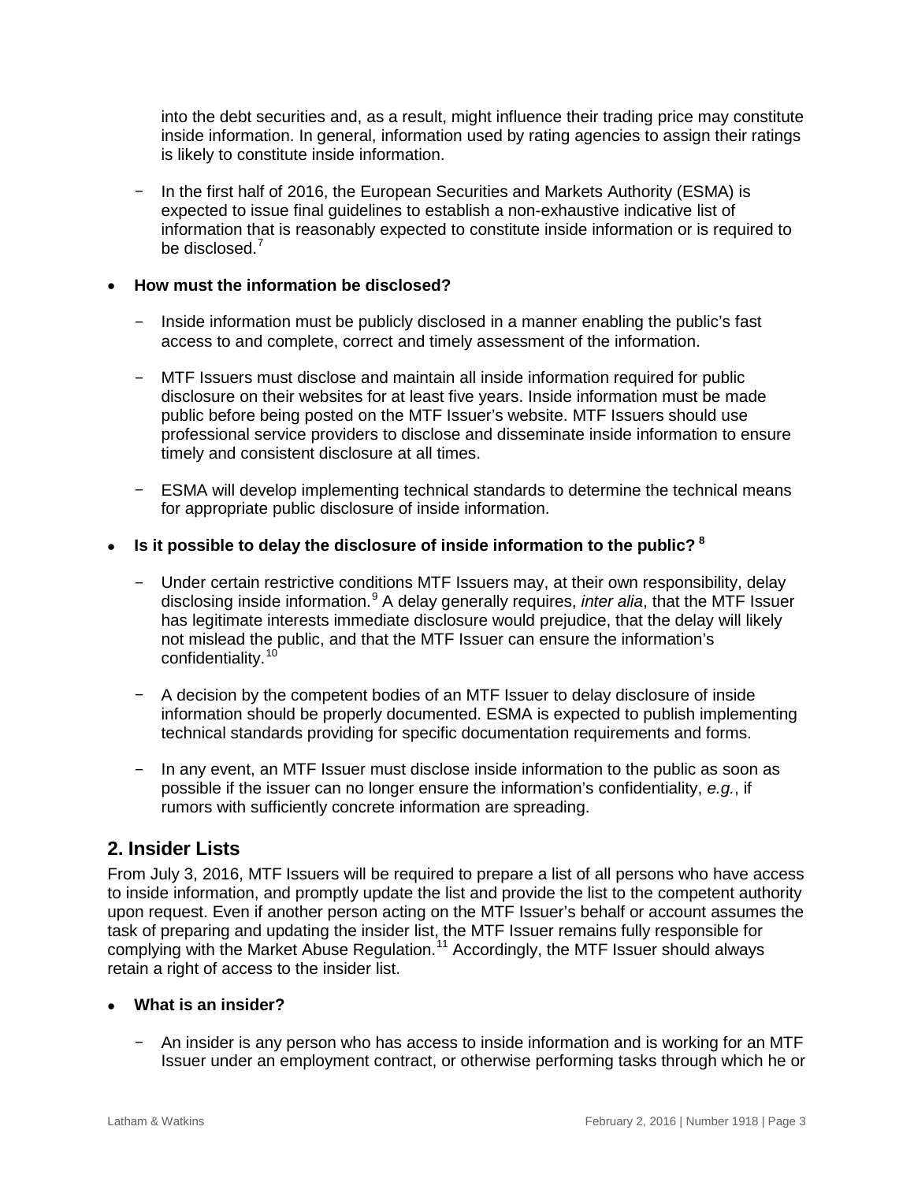into the debt securities and, as a result, might influence their trading price may constitute inside information. In general, information used by rating agencies to assign their ratings is likely to constitute inside information.

- In the first half of 2016, the European Securities and Markets Authority (ESMA) is expected to issue final guidelines to establish a non-exhaustive indicative list of information that is reasonably expected to constitute inside information or is required to be disclosed.[7]

- **How must the information be disclosed?**
  - Inside information must be publicly disclosed in a manner enabling the public's fast access to and complete, correct and timely assessment of the information.
  - MTF Issuers must disclose and maintain all inside information required for public disclosure on their websites for at least five years. Inside information must be made public before being posted on the MTF Issuer's website. MTF Issuers should use professional service providers to disclose and disseminate inside information to ensure timely and consistent disclosure at all times.
  - ESMA will develop implementing technical standards to determine the technical means for appropriate public disclosure of inside information.

- **Is it possible to delay the disclosure of inside information to the public? [8]**
  - Under certain restrictive conditions MTF Issuers may, at their own responsibility, delay disclosing inside information.[9] A delay generally requires, *inter alia*, that the MTF Issuer has legitimate interests immediate disclosure would prejudice, that the delay will likely not mislead the public, and that the MTF Issuer can ensure the information's confidentiality.[10]
  - A decision by the competent bodies of an MTF Issuer to delay disclosure of inside information should be properly documented. ESMA is expected to publish implementing technical standards providing for specific documentation requirements and forms.
  - In any event, an MTF Issuer must disclose inside information to the public as soon as possible if the issuer can no longer ensure the information's confidentiality, *e.g.*, if rumors with sufficiently concrete information are spreading.

## 2. Insider Lists

From July 3, 2016, MTF Issuers will be required to prepare a list of all persons who have access to inside information, and promptly update the list and provide the list to the competent authority upon request. Even if another person acting on the MTF Issuer's behalf or account assumes the task of preparing and updating the insider list, the MTF Issuer remains fully responsible for complying with the Market Abuse Regulation.[11] Accordingly, the MTF Issuer should always retain a right of access to the insider list.

- **What is an insider?**
  - An insider is any person who has access to inside information and is working for an MTF Issuer under an employment contract, or otherwise performing tasks through which he or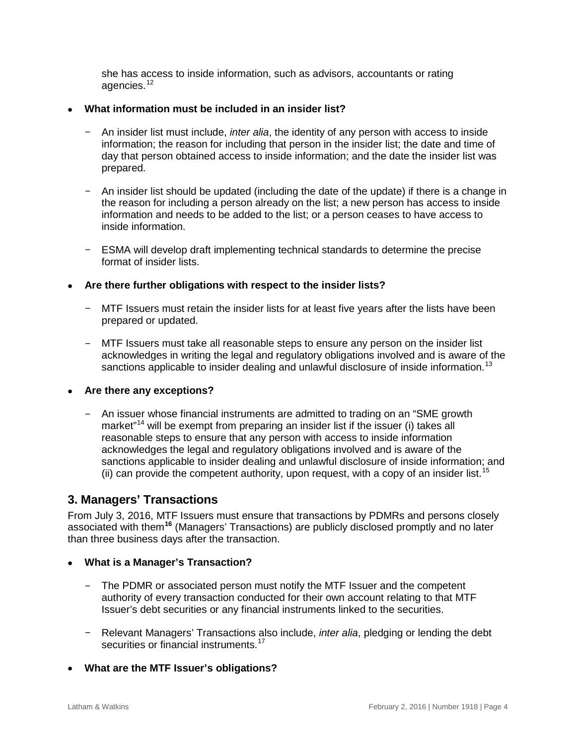she has access to inside information, such as advisors, accountants or rating agencies.[12]

- **What information must be included in an insider list?**
  - An insider list must include, *inter alia*, the identity of any person with access to inside information; the reason for including that person in the insider list; the date and time of day that person obtained access to inside information; and the date the insider list was prepared.
  - An insider list should be updated (including the date of the update) if there is a change in the reason for including a person already on the list; a new person has access to inside information and needs to be added to the list; or a person ceases to have access to inside information.
  - ESMA will develop draft implementing technical standards to determine the precise format of insider lists.

- **Are there further obligations with respect to the insider lists?**
  - MTF Issuers must retain the insider lists for at least five years after the lists have been prepared or updated.
  - MTF Issuers must take all reasonable steps to ensure any person on the insider list acknowledges in writing the legal and regulatory obligations involved and is aware of the sanctions applicable to insider dealing and unlawful disclosure of inside information.[13]

- **Are there any exceptions?**
  - An issuer whose financial instruments are admitted to trading on an "SME growth market"[14] will be exempt from preparing an insider list if the issuer (i) takes all reasonable steps to ensure that any person with access to inside information acknowledges the legal and regulatory obligations involved and is aware of the sanctions applicable to insider dealing and unlawful disclosure of inside information; and (ii) can provide the competent authority, upon request, with a copy of an insider list.[15]

## 3. Managers' Transactions

From July 3, 2016, MTF Issuers must ensure that transactions by PDMRs and persons closely associated with them[16] (Managers' Transactions) are publicly disclosed promptly and no later than three business days after the transaction.

- **What is a Manager's Transaction?**
  - The PDMR or associated person must notify the MTF Issuer and the competent authority of every transaction conducted for their own account relating to that MTF Issuer's debt securities or any financial instruments linked to the securities.
  - Relevant Managers' Transactions also include, *inter alia*, pledging or lending the debt securities or financial instruments.[17]

- **What are the MTF Issuer's obligations?**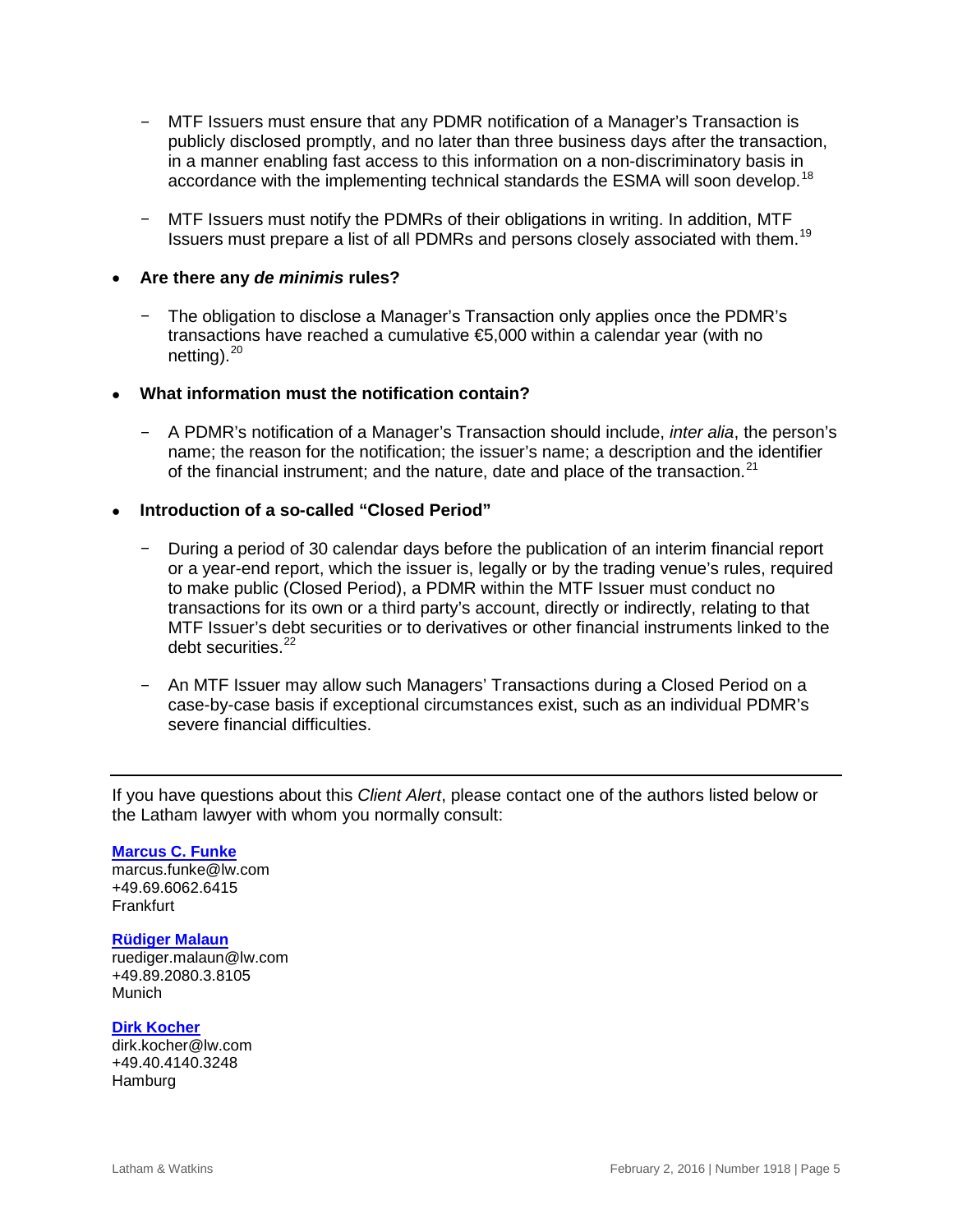- MTF Issuers must ensure that any PDMR notification of a Manager's Transaction is publicly disclosed promptly, and no later than three business days after the transaction, in a manner enabling fast access to this information on a non-discriminatory basis in accordance with the implementing technical standards the ESMA will soon develop.[18]

- MTF Issuers must notify the PDMRs of their obligations in writing. In addition, MTF Issuers must prepare a list of all PDMRs and persons closely associated with them.[19]

- **Are there any *de minimis* rules?**

  - The obligation to disclose a Manager's Transaction only applies once the PDMR's transactions have reached a cumulative €5,000 within a calendar year (with no netting).[20]

- **What information must the notification contain?**

  - A PDMR's notification of a Manager's Transaction should include, *inter alia*, the person's name; the reason for the notification; the issuer's name; a description and the identifier of the financial instrument; and the nature, date and place of the transaction.[21]

- **Introduction of a so-called "Closed Period"**

  - During a period of 30 calendar days before the publication of an interim financial report or a year-end report, which the issuer is, legally or by the trading venue's rules, required to make public (Closed Period), a PDMR within the MTF Issuer must conduct no transactions for its own or a third party's account, directly or indirectly, relating to that MTF Issuer's debt securities or to derivatives or other financial instruments linked to the debt securities.[22]

  - An MTF Issuer may allow such Managers' Transactions during a Closed Period on a case-by-case basis if exceptional circumstances exist, such as an individual PDMR's severe financial difficulties.

---

If you have questions about this *Client Alert*, please contact one of the authors listed below or the Latham lawyer with whom you normally consult:

**Marcus C. Funke**
marcus.funke@lw.com
+49.69.6062.6415
Frankfurt

**Rüdiger Malaun**
ruediger.malaun@lw.com
+49.89.2080.3.8105
Munich

**Dirk Kocher**
dirk.kocher@lw.com
+49.40.4140.3248
Hamburg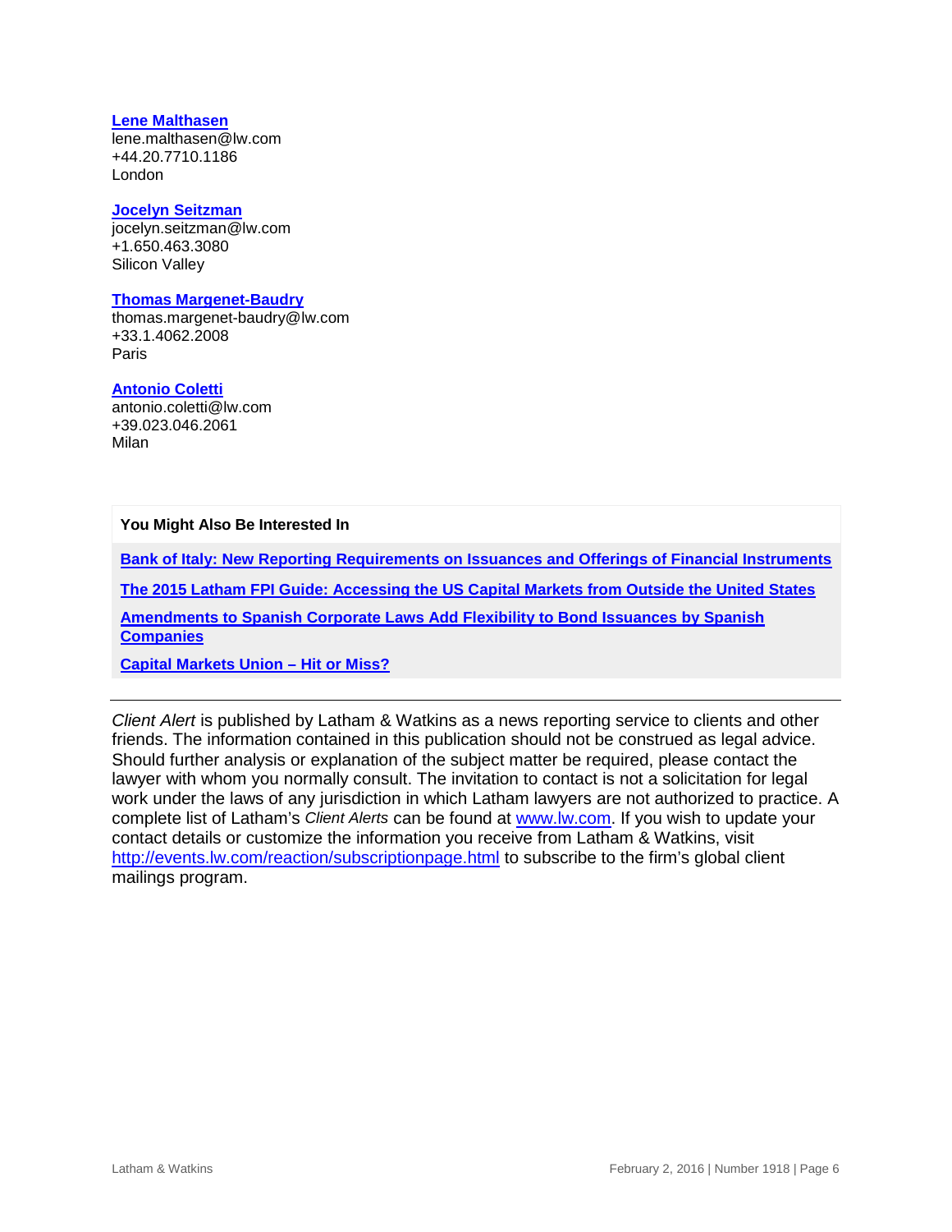**[Lene Malthasen](#)**
lene.malthasen@lw.com
+44.20.7710.1186
London

**[Jocelyn Seitzman](#)**
jocelyn.seitzman@lw.com
+1.650.463.3080
Silicon Valley

**[Thomas Margenet-Baudry](#)**
thomas.margenet-baudry@lw.com
+33.1.4062.2008
Paris

**[Antonio Coletti](#)**
antonio.coletti@lw.com
+39.023.046.2061
Milan

**You Might Also Be Interested In**

**[Bank of Italy: New Reporting Requirements on Issuances and Offerings of Financial Instruments](#)**

**[The 2015 Latham FPI Guide: Accessing the US Capital Markets from Outside the United States](#)**

**[Amendments to Spanish Corporate Laws Add Flexibility to Bond Issuances by Spanish Companies](#)**

**[Capital Markets Union – Hit or Miss?](#)**

---

*Client Alert* is published by Latham & Watkins as a news reporting service to clients and other friends. The information contained in this publication should not be construed as legal advice. Should further analysis or explanation of the subject matter be required, please contact the lawyer with whom you normally consult. The invitation to contact is not a solicitation for legal work under the laws of any jurisdiction in which Latham lawyers are not authorized to practice. A complete list of Latham's *Client Alerts* can be found at [www.lw.com](http://www.lw.com). If you wish to update your contact details or customize the information you receive from Latham & Watkins, visit [http://events.lw.com/reaction/subscriptionpage.html](http://events.lw.com/reaction/subscriptionpage.html) to subscribe to the firm's global client mailings program.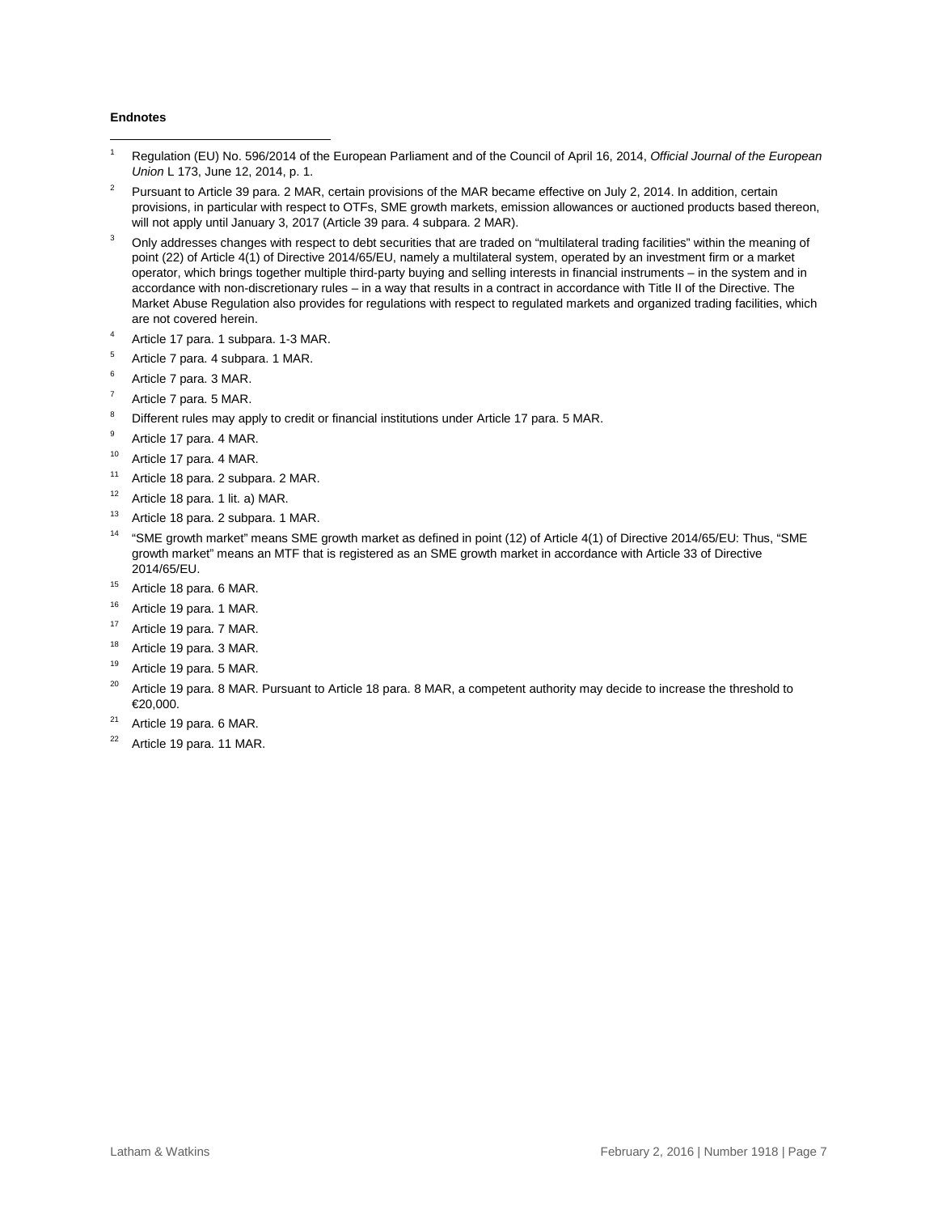**Endnotes**

[1] Regulation (EU) No. 596/2014 of the European Parliament and of the Council of April 16, 2014, *Official Journal of the European Union* L 173, June 12, 2014, p. 1.

[2] Pursuant to Article 39 para. 2 MAR, certain provisions of the MAR became effective on July 2, 2014. In addition, certain provisions, in particular with respect to OTFs, SME growth markets, emission allowances or auctioned products based thereon, will not apply until January 3, 2017 (Article 39 para. 4 subpara. 2 MAR).

[3] Only addresses changes with respect to debt securities that are traded on "multilateral trading facilities" within the meaning of point (22) of Article 4(1) of Directive 2014/65/EU, namely a multilateral system, operated by an investment firm or a market operator, which brings together multiple third-party buying and selling interests in financial instruments – in the system and in accordance with non-discretionary rules – in a way that results in a contract in accordance with Title II of the Directive. The Market Abuse Regulation also provides for regulations with respect to regulated markets and organized trading facilities, which are not covered herein.

[4] Article 17 para. 1 subpara. 1-3 MAR.

[5] Article 7 para. 4 subpara. 1 MAR.

[6] Article 7 para. 3 MAR.

[7] Article 7 para. 5 MAR.

[8] Different rules may apply to credit or financial institutions under Article 17 para. 5 MAR.

[9] Article 17 para. 4 MAR.

[10] Article 17 para. 4 MAR.

[11] Article 18 para. 2 subpara. 2 MAR.

[12] Article 18 para. 1 lit. a) MAR.

[13] Article 18 para. 2 subpara. 1 MAR.

[14] "SME growth market" means SME growth market as defined in point (12) of Article 4(1) of Directive 2014/65/EU: Thus, "SME growth market" means an MTF that is registered as an SME growth market in accordance with Article 33 of Directive 2014/65/EU.

[15] Article 18 para. 6 MAR.

[16] Article 19 para. 1 MAR.

[17] Article 19 para. 7 MAR.

[18] Article 19 para. 3 MAR.

[19] Article 19 para. 5 MAR.

[20] Article 19 para. 8 MAR. Pursuant to Article 18 para. 8 MAR, a competent authority may decide to increase the threshold to €20,000.

[21] Article 19 para. 6 MAR.

[22] Article 19 para. 11 MAR.